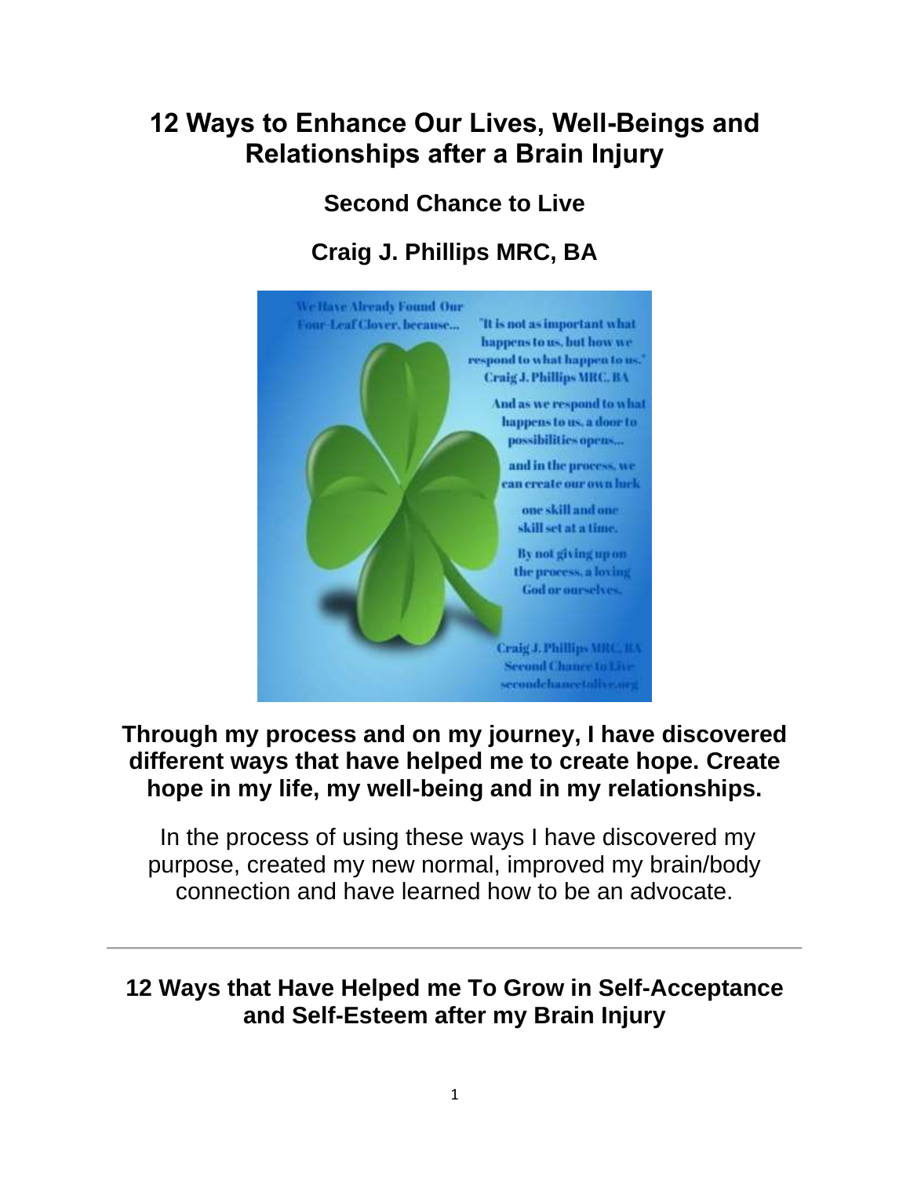# 12 Ways to Enhance Our Lives, Well-Beings and Relationships after a Brain Injury

## Second Chance to Live

## Craig J. Phillips MRC, BA

**Through my process and on my journey, I have discovered different ways that have helped me to create hope. Create hope in my life, my well-being and in my relationships.**

In the process of using these ways I have discovered my purpose, created my new normal, improved my brain/body connection and have learned how to be an advocate.

---

## 12 Ways that Have Helped me To Grow in Self-Acceptance and Self-Esteem after my Brain Injury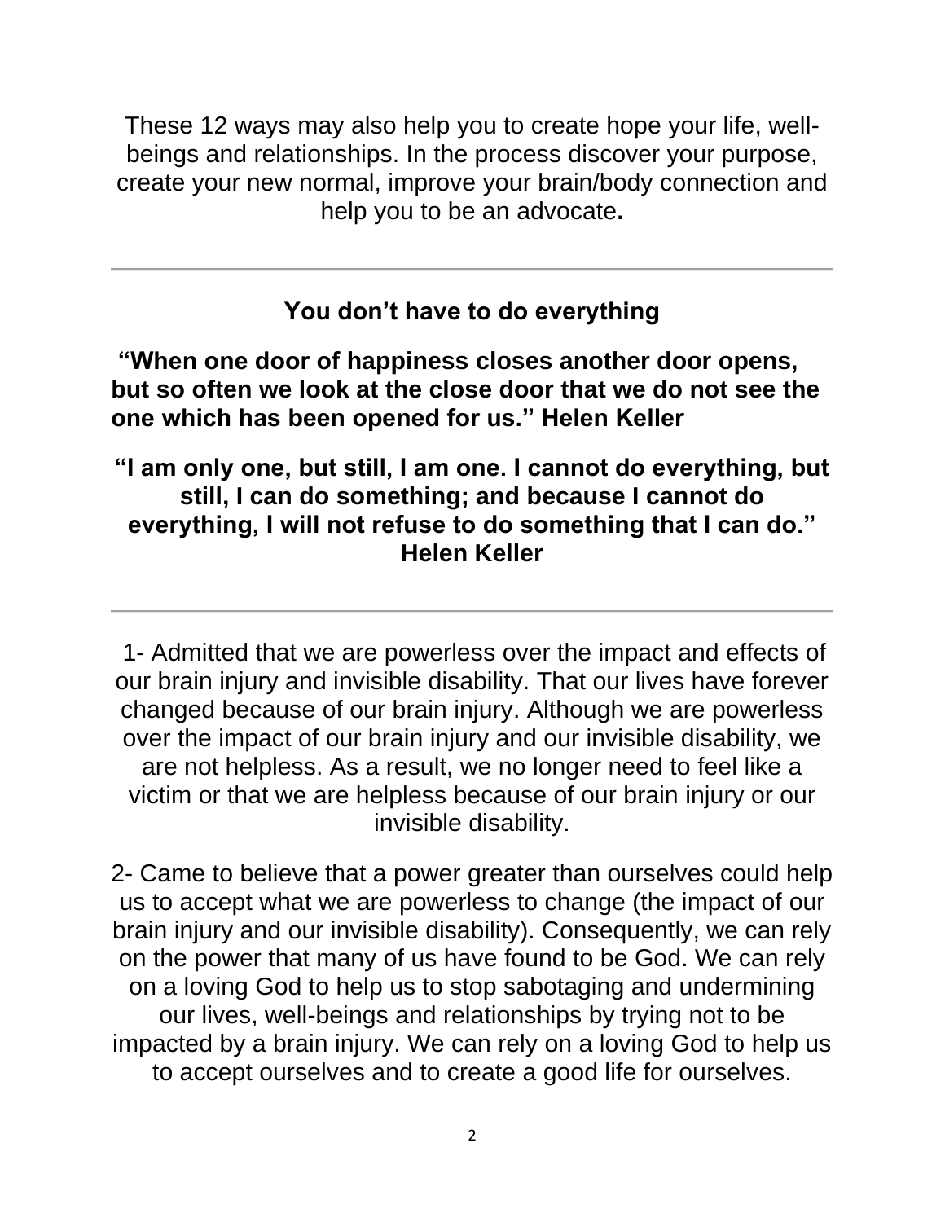These 12 ways may also help you to create hope your life, well-beings and relationships. In the process discover your purpose, create your new normal, improve your brain/body connection and help you to be an advocate**.**

---

## You don't have to do everything

**"When one door of happiness closes another door opens, but so often we look at the close door that we do not see the one which has been opened for us." Helen Keller**

**"I am only one, but still, I am one. I cannot do everything, but still, I can do something; and because I cannot do everything, I will not refuse to do something that I can do." Helen Keller**

---

1- Admitted that we are powerless over the impact and effects of our brain injury and invisible disability. That our lives have forever changed because of our brain injury. Although we are powerless over the impact of our brain injury and our invisible disability, we are not helpless. As a result, we no longer need to feel like a victim or that we are helpless because of our brain injury or our invisible disability.

2- Came to believe that a power greater than ourselves could help us to accept what we are powerless to change (the impact of our brain injury and our invisible disability). Consequently, we can rely on the power that many of us have found to be God. We can rely on a loving God to help us to stop sabotaging and undermining our lives, well-beings and relationships by trying not to be impacted by a brain injury. We can rely on a loving God to help us to accept ourselves and to create a good life for ourselves.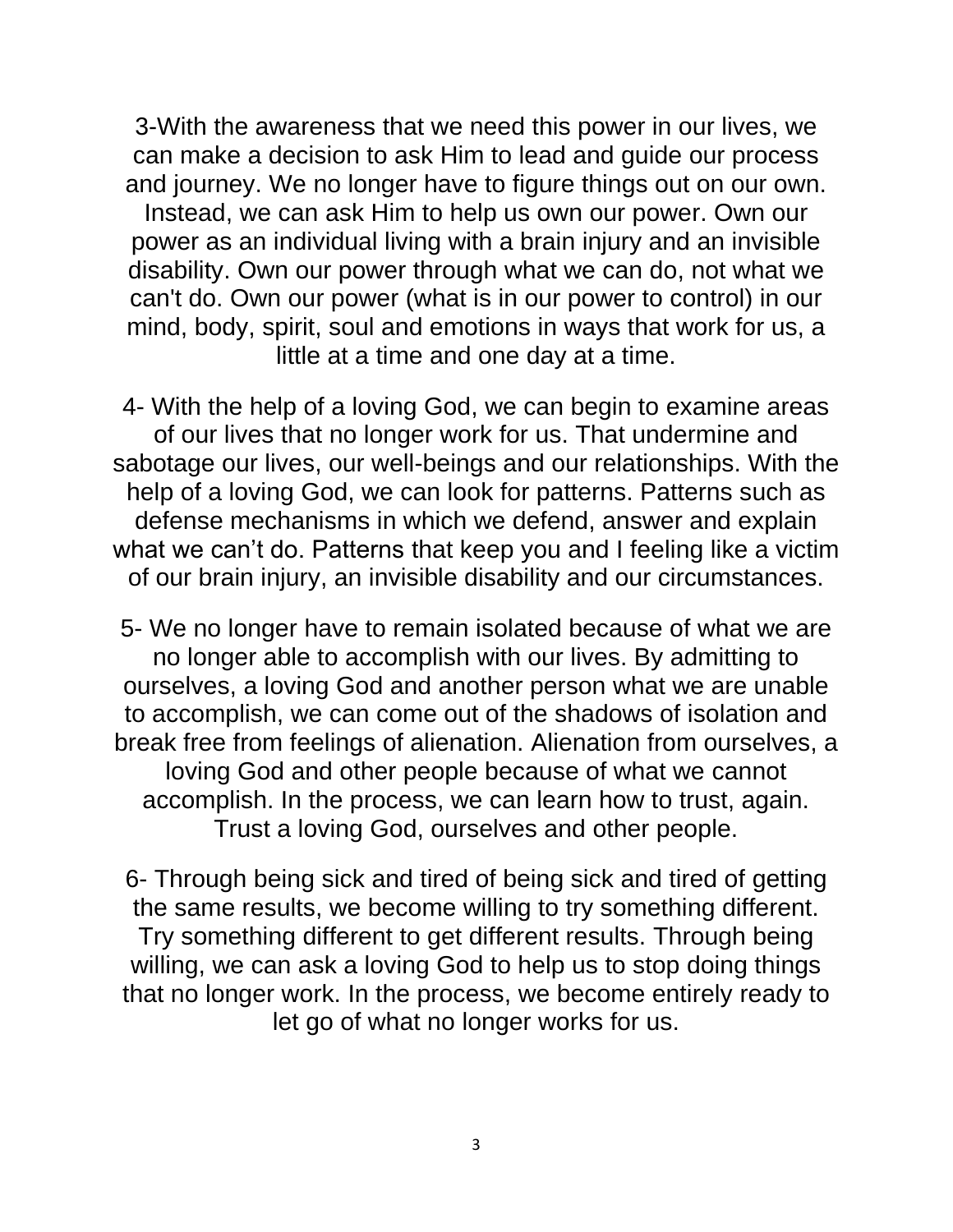3-With the awareness that we need this power in our lives, we can make a decision to ask Him to lead and guide our process and journey. We no longer have to figure things out on our own. Instead, we can ask Him to help us own our power. Own our power as an individual living with a brain injury and an invisible disability. Own our power through what we can do, not what we can't do. Own our power (what is in our power to control) in our mind, body, spirit, soul and emotions in ways that work for us, a little at a time and one day at a time.

4- With the help of a loving God, we can begin to examine areas of our lives that no longer work for us. That undermine and sabotage our lives, our well-beings and our relationships. With the help of a loving God, we can look for patterns. Patterns such as defense mechanisms in which we defend, answer and explain what we can't do. Patterns that keep you and I feeling like a victim of our brain injury, an invisible disability and our circumstances.

5- We no longer have to remain isolated because of what we are no longer able to accomplish with our lives. By admitting to ourselves, a loving God and another person what we are unable to accomplish, we can come out of the shadows of isolation and break free from feelings of alienation. Alienation from ourselves, a loving God and other people because of what we cannot accomplish. In the process, we can learn how to trust, again. Trust a loving God, ourselves and other people.

6- Through being sick and tired of being sick and tired of getting the same results, we become willing to try something different. Try something different to get different results. Through being willing, we can ask a loving God to help us to stop doing things that no longer work. In the process, we become entirely ready to let go of what no longer works for us.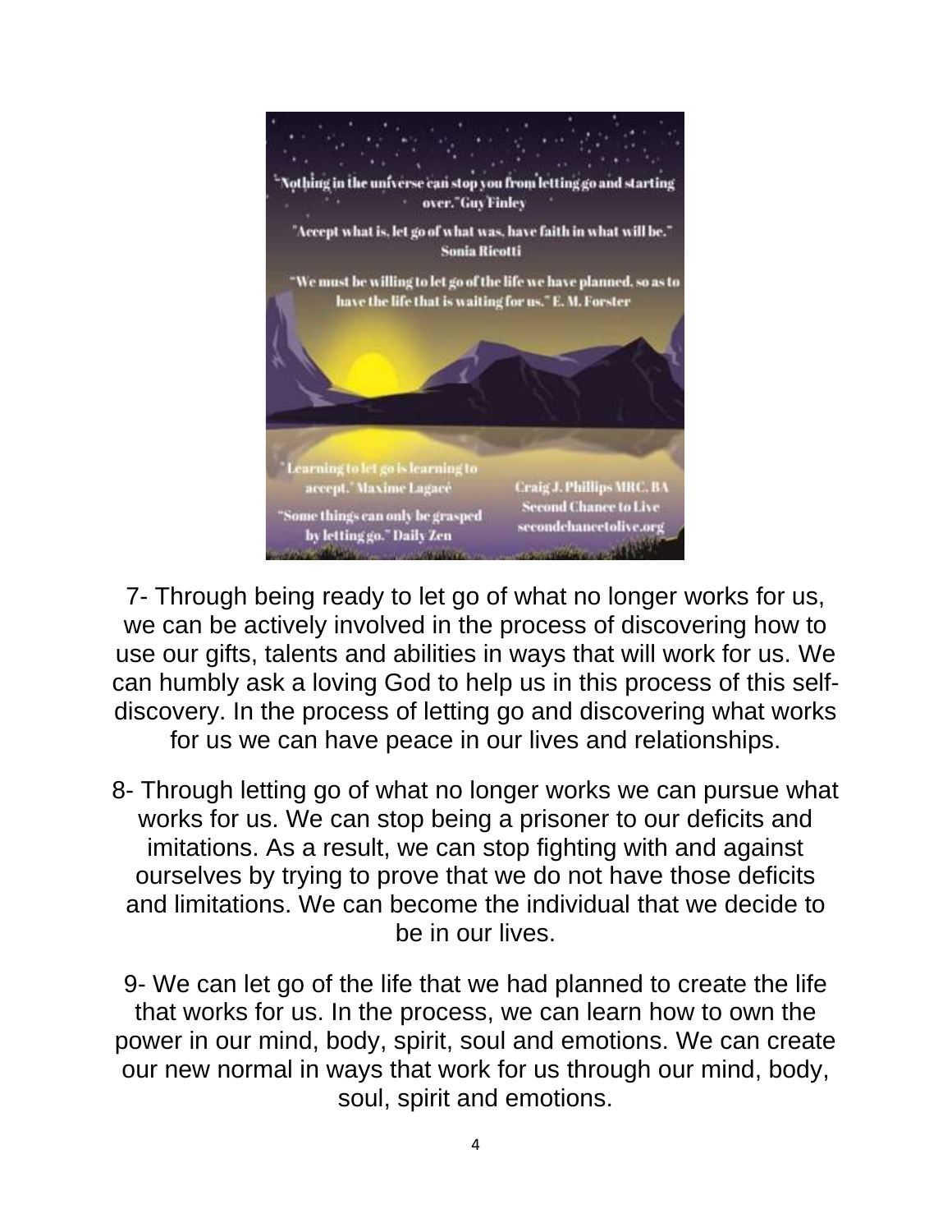"Nothing in the universe can stop you from letting go and starting over." Guy Finley

"Accept what is, let go of what was, have faith in what will be." Sonia Ricotti

"We must be willing to let go of the life we have planned, so as to have the life that is waiting for us." E. M. Forster

"Learning to let go is learning to accept." Maxime Lagacé

"Some things can only be grasped by letting go." Daily Zen

Craig J. Phillips MRC, BA
Second Chance to Live
secondchancetolive.org

7- Through being ready to let go of what no longer works for us, we can be actively involved in the process of discovering how to use our gifts, talents and abilities in ways that will work for us. We can humbly ask a loving God to help us in this process of this self-discovery. In the process of letting go and discovering what works for us we can have peace in our lives and relationships.

8- Through letting go of what no longer works we can pursue what works for us. We can stop being a prisoner to our deficits and imitations. As a result, we can stop fighting with and against ourselves by trying to prove that we do not have those deficits and limitations. We can become the individual that we decide to be in our lives.

9- We can let go of the life that we had planned to create the life that works for us. In the process, we can learn how to own the power in our mind, body, spirit, soul and emotions. We can create our new normal in ways that work for us through our mind, body, soul, spirit and emotions.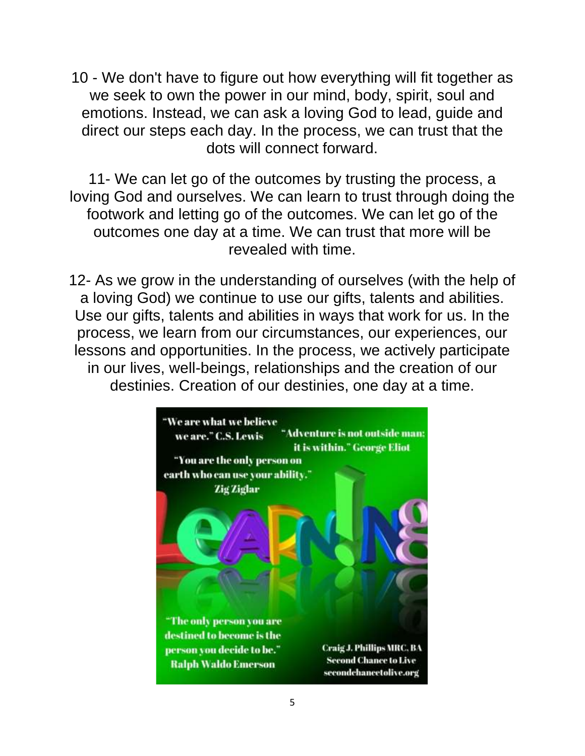10 - We don't have to figure out how everything will fit together as we seek to own the power in our mind, body, spirit, soul and emotions. Instead, we can ask a loving God to lead, guide and direct our steps each day. In the process, we can trust that the dots will connect forward.

11- We can let go of the outcomes by trusting the process, a loving God and ourselves. We can learn to trust through doing the footwork and letting go of the outcomes. We can let go of the outcomes one day at a time. We can trust that more will be revealed with time.

12- As we grow in the understanding of ourselves (with the help of a loving God) we continue to use our gifts, talents and abilities. Use our gifts, talents and abilities in ways that work for us. In the process, we learn from our circumstances, our experiences, our lessons and opportunities. In the process, we actively participate in our lives, well-beings, relationships and the creation of our destinies. Creation of our destinies, one day at a time.

"We are what we believe we are." C.S. Lewis

"Adventure is not outside man; it is within." George Eliot

"You are the only person on earth who can use your ability." Zig Ziglar

LEARNING

"The only person you are destined to become is the person you decide to be." Ralph Waldo Emerson

Craig J. Phillips MRC, BA
Second Chance to Live
secondchancetolive.org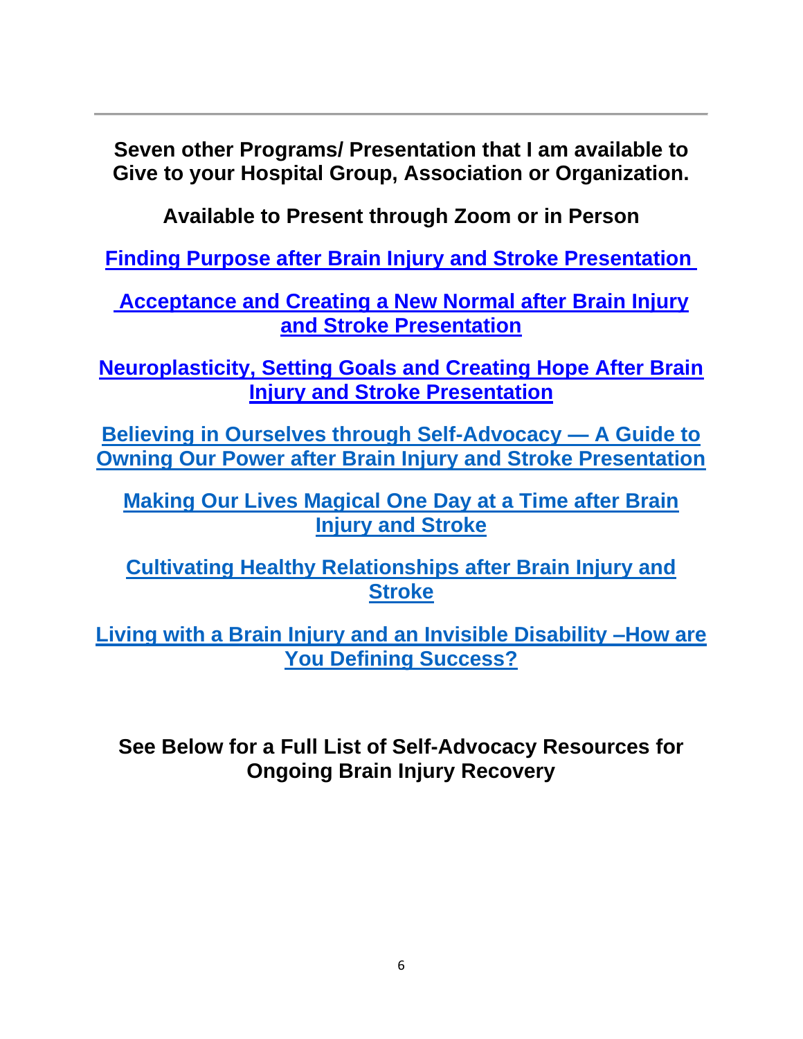---

**Seven other Programs/ Presentation that I am available to Give to your Hospital Group, Association or Organization.**

**Available to Present through Zoom or in Person**

**Finding Purpose after Brain Injury and Stroke Presentation**

**Acceptance and Creating a New Normal after Brain Injury and Stroke Presentation**

**Neuroplasticity, Setting Goals and Creating Hope After Brain Injury and Stroke Presentation**

**Believing in Ourselves through Self-Advocacy — A Guide to Owning Our Power after Brain Injury and Stroke Presentation**

**Making Our Lives Magical One Day at a Time after Brain Injury and Stroke**

**Cultivating Healthy Relationships after Brain Injury and Stroke**

**Living with a Brain Injury and an Invisible Disability –How are You Defining Success?**

**See Below for a Full List of Self-Advocacy Resources for Ongoing Brain Injury Recovery**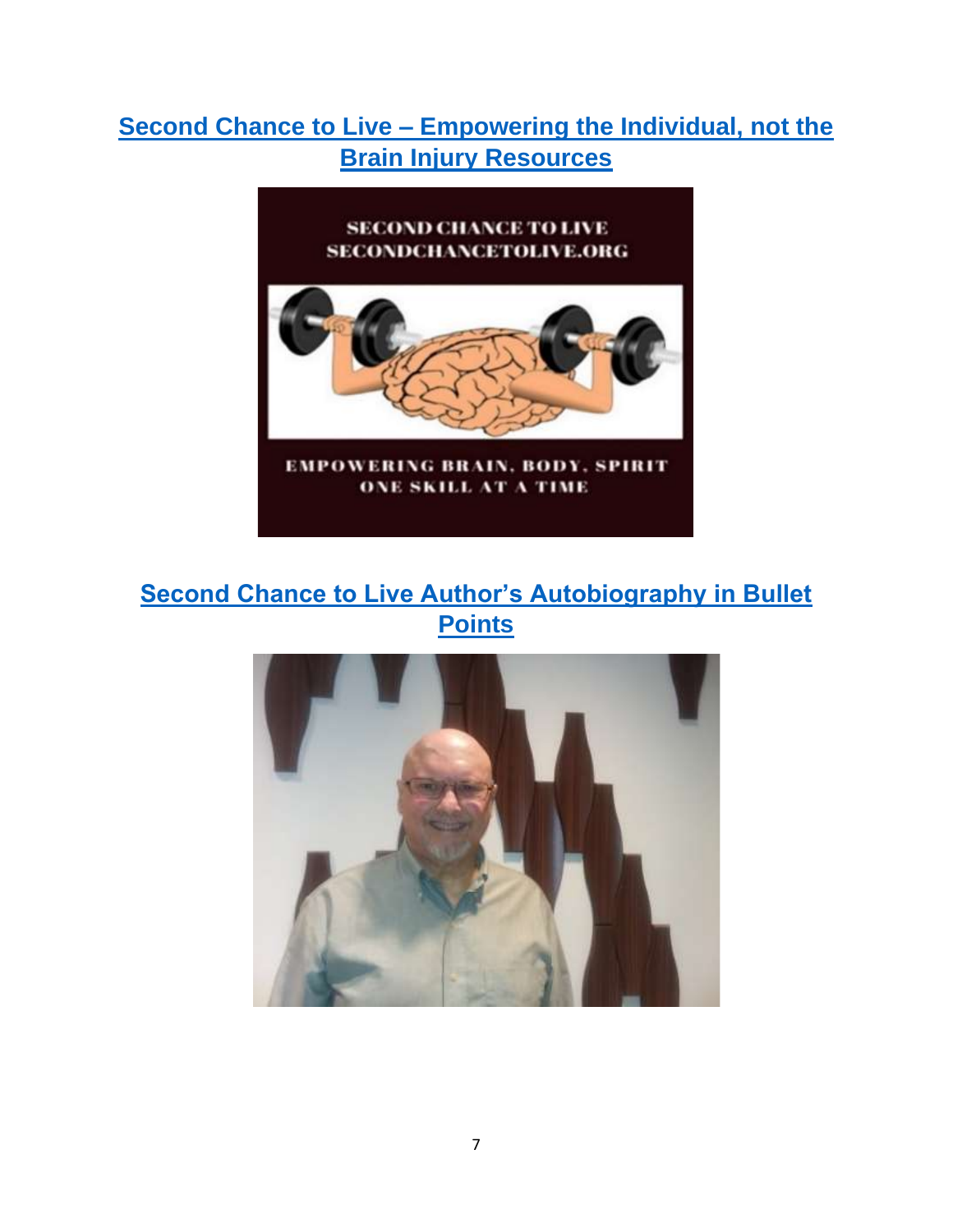## [Second Chance to Live – Empowering the Individual, not the Brain Injury Resources]

## [Second Chance to Live Author's Autobiography in Bullet Points]